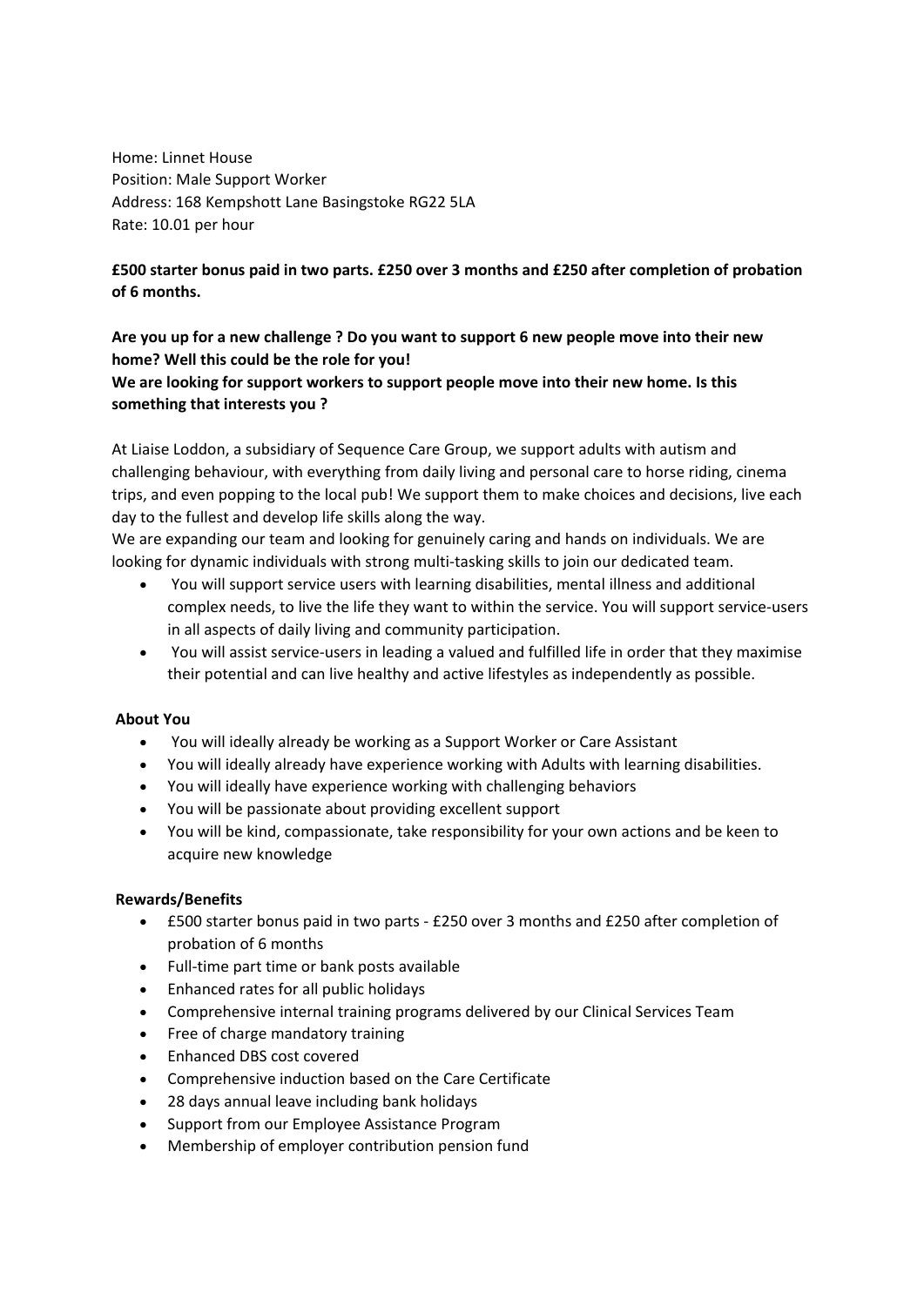Home: Linnet House
Position: Male Support Worker
Address: 168 Kempshott Lane Basingstoke RG22 5LA
Rate: 10.01 per hour

**£500 starter bonus paid in two parts. £250 over 3 months and £250 after completion of probation of 6 months.**

**Are you up for a new challenge ? Do you want to support 6 new people move into their new home? Well this could be the role for you!**
**We are looking for support workers to support people move into their new home. Is this something that interests you ?**

At Liaise Loddon, a subsidiary of Sequence Care Group, we support adults with autism and challenging behaviour, with everything from daily living and personal care to horse riding, cinema trips, and even popping to the local pub! We support them to make choices and decisions, live each day to the fullest and develop life skills along the way.
We are expanding our team and looking for genuinely caring and hands on individuals. We are looking for dynamic individuals with strong multi-tasking skills to join our dedicated team.

- You will support service users with learning disabilities, mental illness and additional complex needs, to live the life they want to within the service. You will support service-users in all aspects of daily living and community participation.
- You will assist service-users in leading a valued and fulfilled life in order that they maximise their potential and can live healthy and active lifestyles as independently as possible.

**About You**

- You will ideally already be working as a Support Worker or Care Assistant
- You will ideally already have experience working with Adults with learning disabilities.
- You will ideally have experience working with challenging behaviors
- You will be passionate about providing excellent support
- You will be kind, compassionate, take responsibility for your own actions and be keen to acquire new knowledge

**Rewards/Benefits**

- £500 starter bonus paid in two parts - £250 over 3 months and £250 after completion of probation of 6 months
- Full-time part time or bank posts available
- Enhanced rates for all public holidays
- Comprehensive internal training programs delivered by our Clinical Services Team
- Free of charge mandatory training
- Enhanced DBS cost covered
- Comprehensive induction based on the Care Certificate
- 28 days annual leave including bank holidays
- Support from our Employee Assistance Program
- Membership of employer contribution pension fund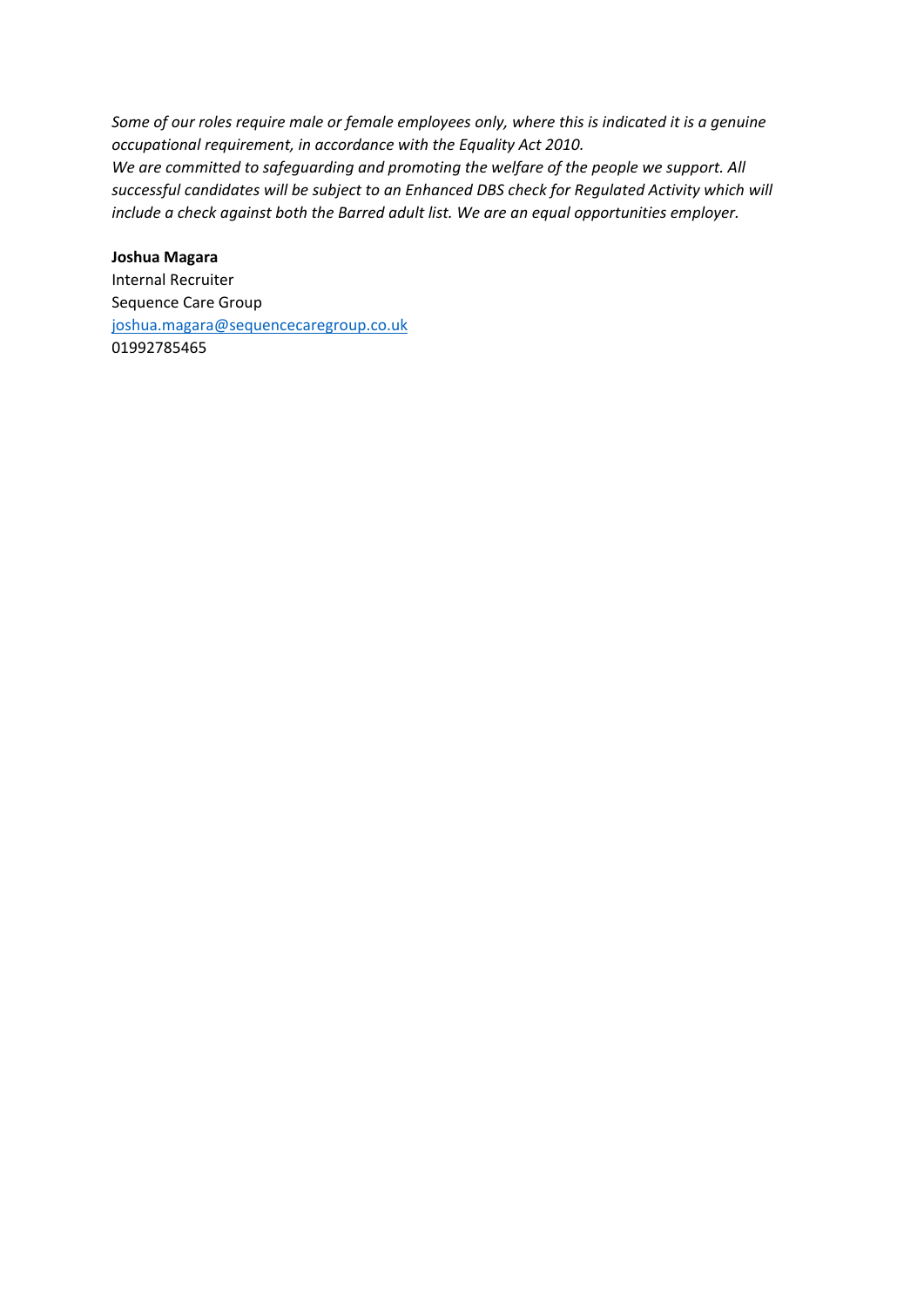*Some of our roles require male or female employees only, where this is indicated it is a genuine occupational requirement, in accordance with the Equality Act 2010.*
*We are committed to safeguarding and promoting the welfare of the people we support. All successful candidates will be subject to an Enhanced DBS check for Regulated Activity which will include a check against both the Barred adult list. We are an equal opportunities employer.*

**Joshua Magara**
Internal Recruiter
Sequence Care Group
joshua.magara@sequencecaregroup.co.uk
01992785465